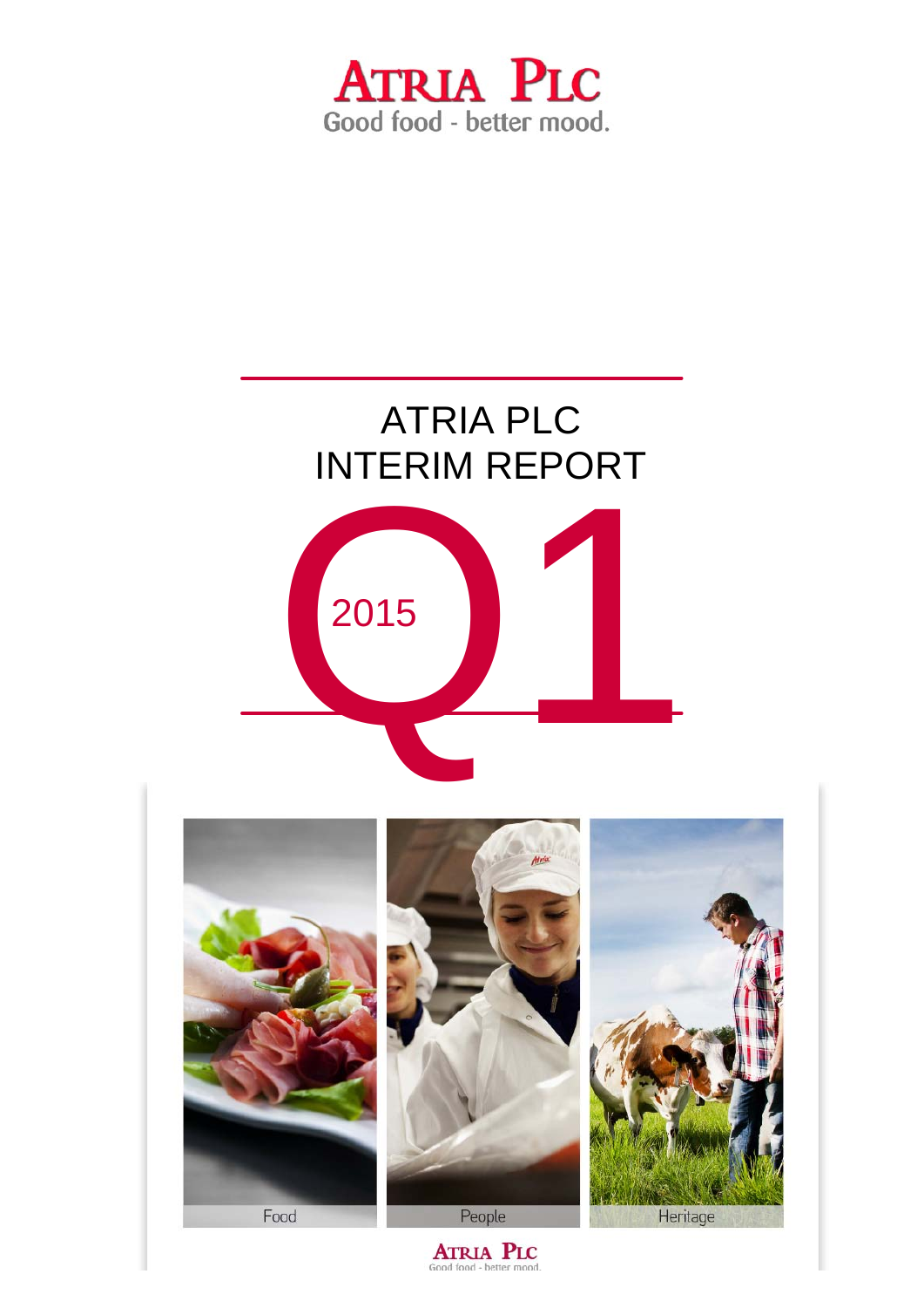ATRIA PLC
Good food - better mood.

# ATRIA PLC
# INTERIM REPORT

# Q1 2015

Food

People

Heritage

ATRIA PLC
Good food - better mood.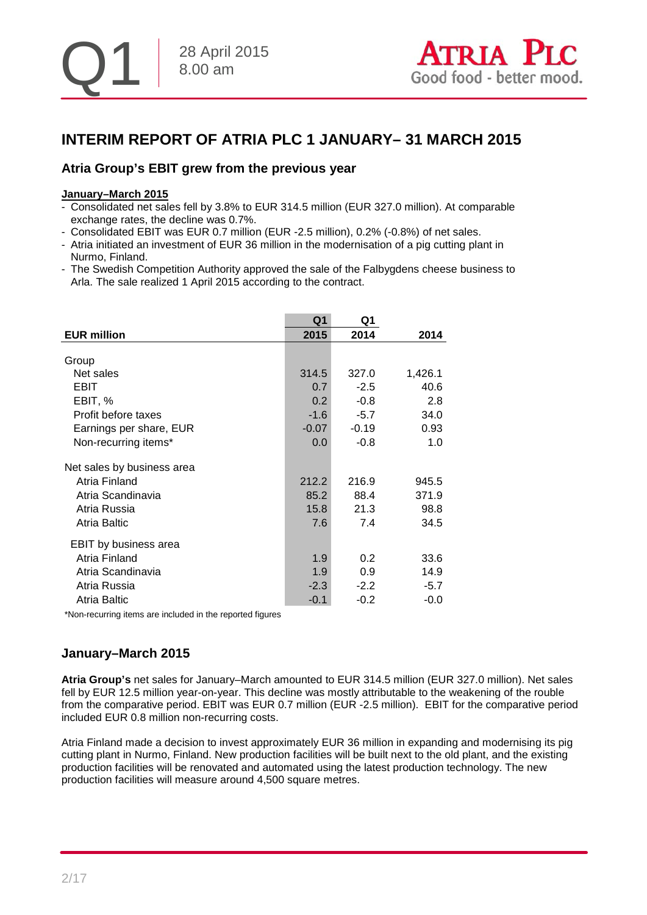# INTERIM REPORT OF ATRIA PLC 1 JANUARY– 31 MARCH 2015

## Atria Group's EBIT grew from the previous year

**January–March 2015**

- Consolidated net sales fell by 3.8% to EUR 314.5 million (EUR 327.0 million). At comparable exchange rates, the decline was 0.7%.
- Consolidated EBIT was EUR 0.7 million (EUR -2.5 million), 0.2% (-0.8%) of net sales.
- Atria initiated an investment of EUR 36 million in the modernisation of a pig cutting plant in Nurmo, Finland.
- The Swedish Competition Authority approved the sale of the Falbygdens cheese business to Arla. The sale realized 1 April 2015 according to the contract.

| EUR million | Q1 2015 | Q1 2014 | 2014 |
|---|---|---|---|
| Group | | | |
| Net sales | 314.5 | 327.0 | 1,426.1 |
| EBIT | 0.7 | -2.5 | 40.6 |
| EBIT, % | 0.2 | -0.8 | 2.8 |
| Profit before taxes | -1.6 | -5.7 | 34.0 |
| Earnings per share, EUR | -0.07 | -0.19 | 0.93 |
| Non-recurring items* | 0.0 | -0.8 | 1.0 |
| Net sales by business area | | | |
| Atria Finland | 212.2 | 216.9 | 945.5 |
| Atria Scandinavia | 85.2 | 88.4 | 371.9 |
| Atria Russia | 15.8 | 21.3 | 98.8 |
| Atria Baltic | 7.6 | 7.4 | 34.5 |
| EBIT by business area | | | |
| Atria Finland | 1.9 | 0.2 | 33.6 |
| Atria Scandinavia | 1.9 | 0.9 | 14.9 |
| Atria Russia | -2.3 | -2.2 | -5.7 |
| Atria Baltic | -0.1 | -0.2 | -0.0 |

*Non-recurring items are included in the reported figures

## January–March 2015

**Atria Group's** net sales for January–March amounted to EUR 314.5 million (EUR 327.0 million). Net sales fell by EUR 12.5 million year-on-year. This decline was mostly attributable to the weakening of the rouble from the comparative period. EBIT was EUR 0.7 million (EUR -2.5 million). EBIT for the comparative period included EUR 0.8 million non-recurring costs.

Atria Finland made a decision to invest approximately EUR 36 million in expanding and modernising its pig cutting plant in Nurmo, Finland. New production facilities will be built next to the old plant, and the existing production facilities will be renovated and automated using the latest production technology. The new production facilities will measure around 4,500 square metres.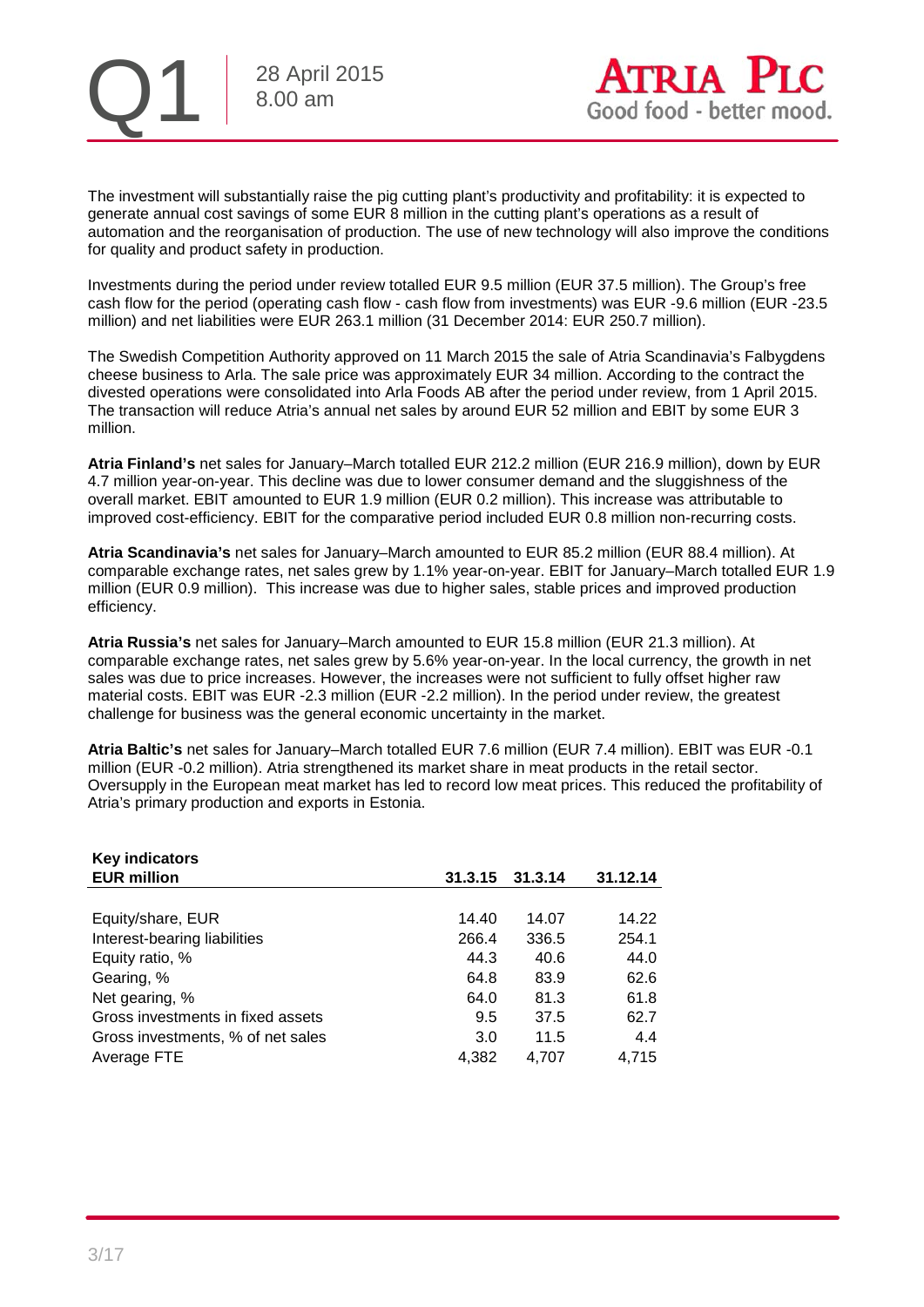The investment will substantially raise the pig cutting plant's productivity and profitability: it is expected to generate annual cost savings of some EUR 8 million in the cutting plant's operations as a result of automation and the reorganisation of production. The use of new technology will also improve the conditions for quality and product safety in production.

Investments during the period under review totalled EUR 9.5 million (EUR 37.5 million). The Group's free cash flow for the period (operating cash flow - cash flow from investments) was EUR -9.6 million (EUR -23.5 million) and net liabilities were EUR 263.1 million (31 December 2014: EUR 250.7 million).

The Swedish Competition Authority approved on 11 March 2015 the sale of Atria Scandinavia's Falbygdens cheese business to Arla. The sale price was approximately EUR 34 million. According to the contract the divested operations were consolidated into Arla Foods AB after the period under review, from 1 April 2015. The transaction will reduce Atria's annual net sales by around EUR 52 million and EBIT by some EUR 3 million.

**Atria Finland's** net sales for January–March totalled EUR 212.2 million (EUR 216.9 million), down by EUR 4.7 million year-on-year. This decline was due to lower consumer demand and the sluggishness of the overall market. EBIT amounted to EUR 1.9 million (EUR 0.2 million). This increase was attributable to improved cost-efficiency. EBIT for the comparative period included EUR 0.8 million non-recurring costs.

**Atria Scandinavia's** net sales for January–March amounted to EUR 85.2 million (EUR 88.4 million). At comparable exchange rates, net sales grew by 1.1% year-on-year. EBIT for January–March totalled EUR 1.9 million (EUR 0.9 million). This increase was due to higher sales, stable prices and improved production efficiency.

**Atria Russia's** net sales for January–March amounted to EUR 15.8 million (EUR 21.3 million). At comparable exchange rates, net sales grew by 5.6% year-on-year. In the local currency, the growth in net sales was due to price increases. However, the increases were not sufficient to fully offset higher raw material costs. EBIT was EUR -2.3 million (EUR -2.2 million). In the period under review, the greatest challenge for business was the general economic uncertainty in the market.

**Atria Baltic's** net sales for January–March totalled EUR 7.6 million (EUR 7.4 million). EBIT was EUR -0.1 million (EUR -0.2 million). Atria strengthened its market share in meat products in the retail sector. Oversupply in the European meat market has led to record low meat prices. This reduced the profitability of Atria's primary production and exports in Estonia.

**Key indicators**

| EUR million | 31.3.15 | 31.3.14 | 31.12.14 |
|---|---|---|---|
| Equity/share, EUR | 14.40 | 14.07 | 14.22 |
| Interest-bearing liabilities | 266.4 | 336.5 | 254.1 |
| Equity ratio, % | 44.3 | 40.6 | 44.0 |
| Gearing, % | 64.8 | 83.9 | 62.6 |
| Net gearing, % | 64.0 | 81.3 | 61.8 |
| Gross investments in fixed assets | 9.5 | 37.5 | 62.7 |
| Gross investments, % of net sales | 3.0 | 11.5 | 4.4 |
| Average FTE | 4,382 | 4,707 | 4,715 |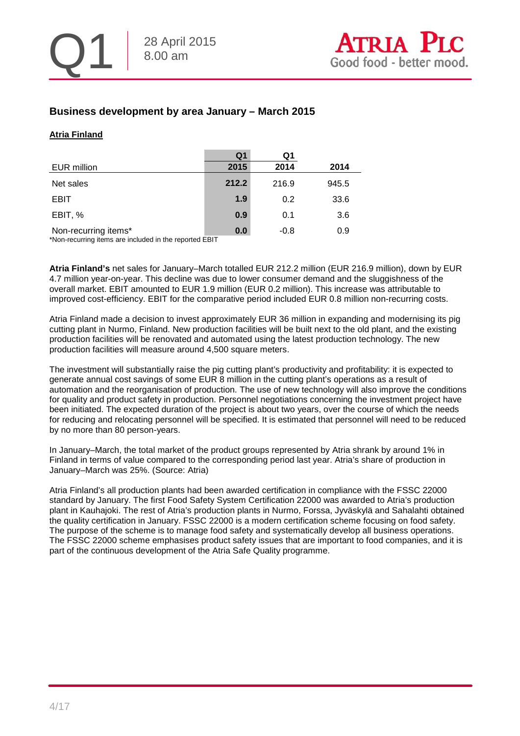## Business development by area January – March 2015

### Atria Finland

| EUR million | Q1 2015 | Q1 2014 | 2014 |
|---|---|---|---|
| Net sales | **212.2** | 216.9 | 945.5 |
| EBIT | **1.9** | 0.2 | 33.6 |
| EBIT, % | **0.9** | 0.1 | 3.6 |
| Non-recurring items* | **0.0** | -0.8 | 0.9 |

*Non-recurring items are included in the reported EBIT

**Atria Finland's** net sales for January–March totalled EUR 212.2 million (EUR 216.9 million), down by EUR 4.7 million year-on-year. This decline was due to lower consumer demand and the sluggishness of the overall market. EBIT amounted to EUR 1.9 million (EUR 0.2 million). This increase was attributable to improved cost-efficiency. EBIT for the comparative period included EUR 0.8 million non-recurring costs.

Atria Finland made a decision to invest approximately EUR 36 million in expanding and modernising its pig cutting plant in Nurmo, Finland. New production facilities will be built next to the old plant, and the existing production facilities will be renovated and automated using the latest production technology. The new production facilities will measure around 4,500 square meters.

The investment will substantially raise the pig cutting plant's productivity and profitability: it is expected to generate annual cost savings of some EUR 8 million in the cutting plant's operations as a result of automation and the reorganisation of production. The use of new technology will also improve the conditions for quality and product safety in production. Personnel negotiations concerning the investment project have been initiated. The expected duration of the project is about two years, over the course of which the needs for reducing and relocating personnel will be specified. It is estimated that personnel will need to be reduced by no more than 80 person-years.

In January–March, the total market of the product groups represented by Atria shrank by around 1% in Finland in terms of value compared to the corresponding period last year. Atria's share of production in January–March was 25%. (Source: Atria)

Atria Finland's all production plants had been awarded certification in compliance with the FSSC 22000 standard by January. The first Food Safety System Certification 22000 was awarded to Atria's production plant in Kauhajoki. The rest of Atria's production plants in Nurmo, Forssa, Jyväskylä and Sahalahti obtained the quality certification in January. FSSC 22000 is a modern certification scheme focusing on food safety. The purpose of the scheme is to manage food safety and systematically develop all business operations. The FSSC 22000 scheme emphasises product safety issues that are important to food companies, and it is part of the continuous development of the Atria Safe Quality programme.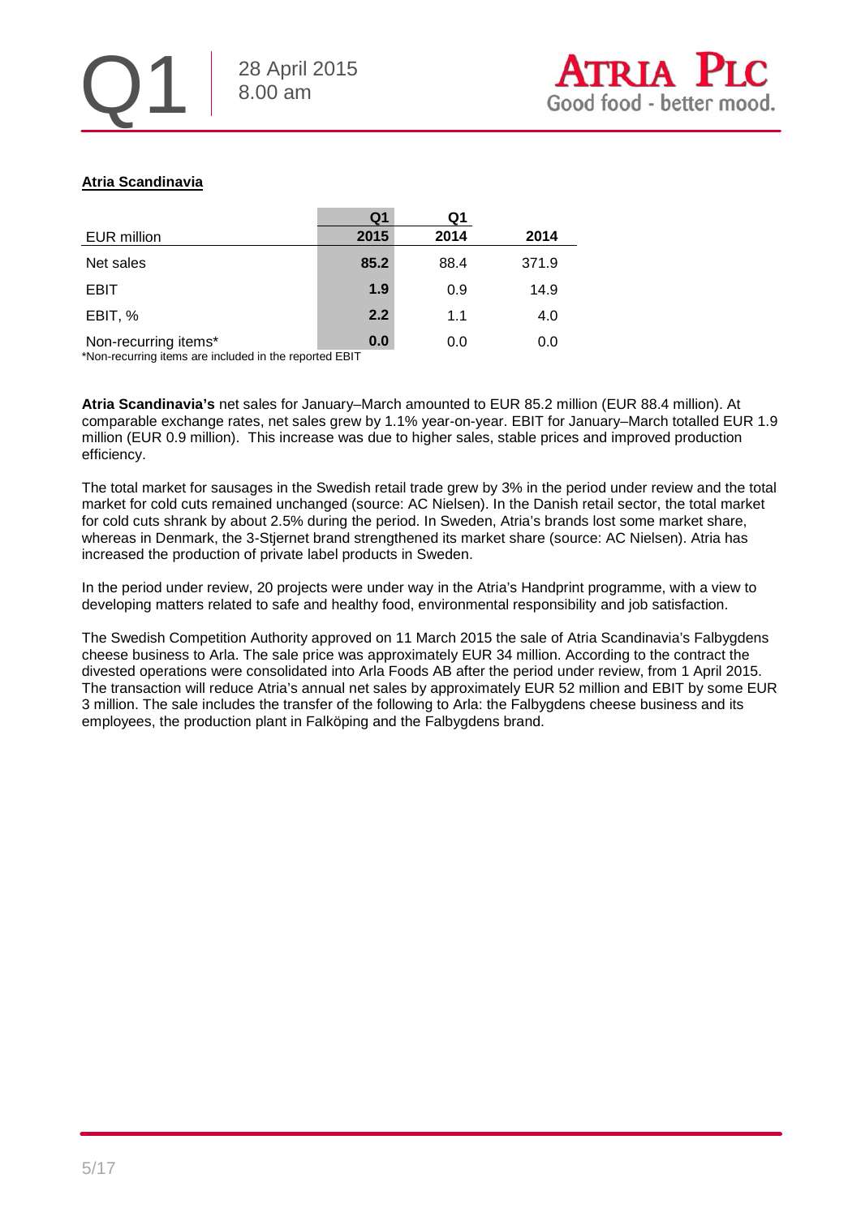**Atria Scandinavia**

| EUR million | Q1 2015 | Q1 2014 | 2014 |
|---|---|---|---|
| Net sales | **85.2** | 88.4 | 371.9 |
| EBIT | **1.9** | 0.9 | 14.9 |
| EBIT, % | **2.2** | 1.1 | 4.0 |
| Non-recurring items* | **0.0** | 0.0 | 0.0 |

*Non-recurring items are included in the reported EBIT

**Atria Scandinavia's** net sales for January–March amounted to EUR 85.2 million (EUR 88.4 million). At comparable exchange rates, net sales grew by 1.1% year-on-year. EBIT for January–March totalled EUR 1.9 million (EUR 0.9 million). This increase was due to higher sales, stable prices and improved production efficiency.

The total market for sausages in the Swedish retail trade grew by 3% in the period under review and the total market for cold cuts remained unchanged (source: AC Nielsen). In the Danish retail sector, the total market for cold cuts shrank by about 2.5% during the period. In Sweden, Atria's brands lost some market share, whereas in Denmark, the 3-Stjernet brand strengthened its market share (source: AC Nielsen). Atria has increased the production of private label products in Sweden.

In the period under review, 20 projects were under way in the Atria's Handprint programme, with a view to developing matters related to safe and healthy food, environmental responsibility and job satisfaction.

The Swedish Competition Authority approved on 11 March 2015 the sale of Atria Scandinavia's Falbygdens cheese business to Arla. The sale price was approximately EUR 34 million. According to the contract the divested operations were consolidated into Arla Foods AB after the period under review, from 1 April 2015. The transaction will reduce Atria's annual net sales by approximately EUR 52 million and EBIT by some EUR 3 million. The sale includes the transfer of the following to Arla: the Falbygdens cheese business and its employees, the production plant in Falköping and the Falbygdens brand.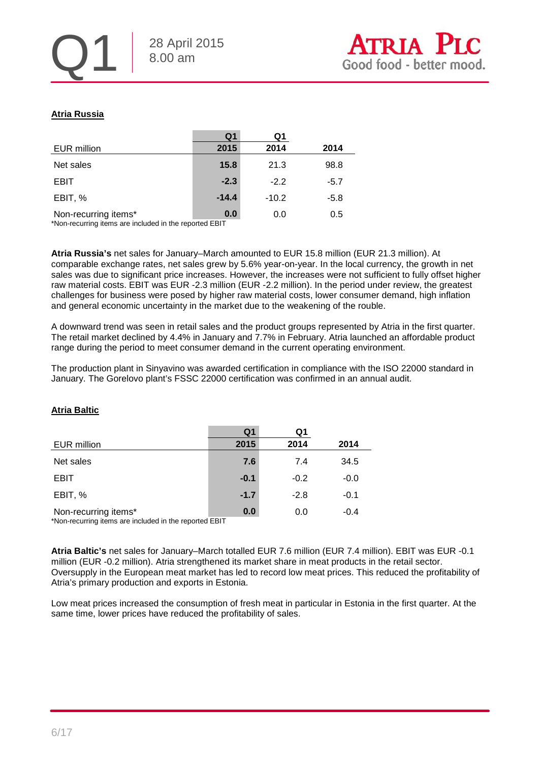## Atria Russia

| EUR million | Q1 2015 | Q1 2014 | 2014 |
|---|---|---|---|
| Net sales | **15.8** | 21.3 | 98.8 |
| EBIT | **-2.3** | -2.2 | -5.7 |
| EBIT, % | **-14.4** | -10.2 | -5.8 |
| Non-recurring items* | **0.0** | 0.0 | 0.5 |

*Non-recurring items are included in the reported EBIT

**Atria Russia's** net sales for January–March amounted to EUR 15.8 million (EUR 21.3 million). At comparable exchange rates, net sales grew by 5.6% year-on-year. In the local currency, the growth in net sales was due to significant price increases. However, the increases were not sufficient to fully offset higher raw material costs. EBIT was EUR -2.3 million (EUR -2.2 million). In the period under review, the greatest challenges for business were posed by higher raw material costs, lower consumer demand, high inflation and general economic uncertainty in the market due to the weakening of the rouble.

A downward trend was seen in retail sales and the product groups represented by Atria in the first quarter. The retail market declined by 4.4% in January and 7.7% in February. Atria launched an affordable product range during the period to meet consumer demand in the current operating environment.

The production plant in Sinyavino was awarded certification in compliance with the ISO 22000 standard in January. The Gorelovo plant's FSSC 22000 certification was confirmed in an annual audit.

## Atria Baltic

| EUR million | Q1 2015 | Q1 2014 | 2014 |
|---|---|---|---|
| Net sales | **7.6** | 7.4 | 34.5 |
| EBIT | **-0.1** | -0.2 | -0.0 |
| EBIT, % | **-1.7** | -2.8 | -0.1 |
| Non-recurring items* | **0.0** | 0.0 | -0.4 |

*Non-recurring items are included in the reported EBIT

**Atria Baltic's** net sales for January–March totalled EUR 7.6 million (EUR 7.4 million). EBIT was EUR -0.1 million (EUR -0.2 million). Atria strengthened its market share in meat products in the retail sector. Oversupply in the European meat market has led to record low meat prices. This reduced the profitability of Atria's primary production and exports in Estonia.

Low meat prices increased the consumption of fresh meat in particular in Estonia in the first quarter. At the same time, lower prices have reduced the profitability of sales.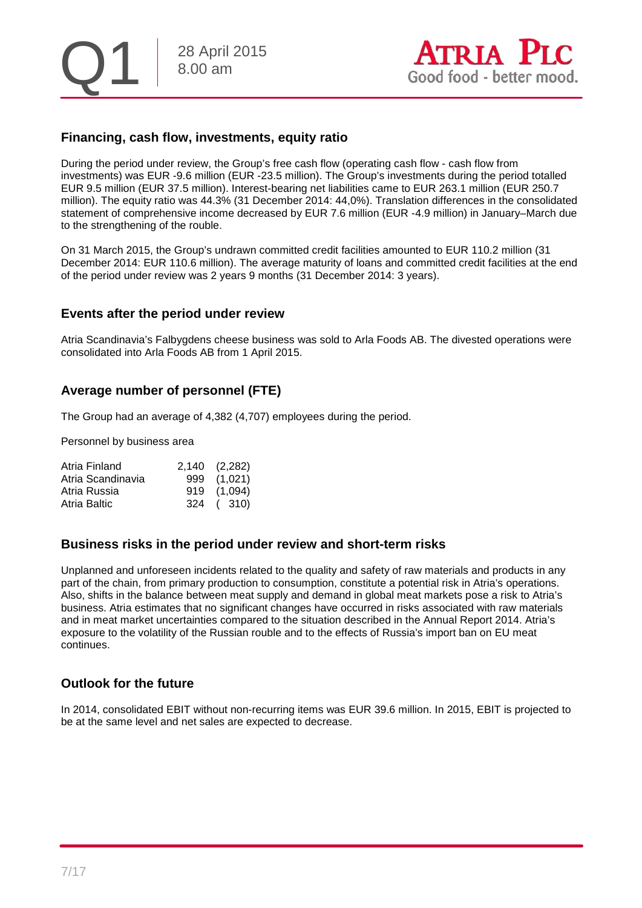## Financing, cash flow, investments, equity ratio

During the period under review, the Group's free cash flow (operating cash flow - cash flow from investments) was EUR -9.6 million (EUR -23.5 million). The Group's investments during the period totalled EUR 9.5 million (EUR 37.5 million). Interest-bearing net liabilities came to EUR 263.1 million (EUR 250.7 million). The equity ratio was 44.3% (31 December 2014: 44,0%). Translation differences in the consolidated statement of comprehensive income decreased by EUR 7.6 million (EUR -4.9 million) in January–March due to the strengthening of the rouble.

On 31 March 2015, the Group's undrawn committed credit facilities amounted to EUR 110.2 million (31 December 2014: EUR 110.6 million). The average maturity of loans and committed credit facilities at the end of the period under review was 2 years 9 months (31 December 2014: 3 years).

## Events after the period under review

Atria Scandinavia's Falbygdens cheese business was sold to Arla Foods AB. The divested operations were consolidated into Arla Foods AB from 1 April 2015.

## Average number of personnel (FTE)

The Group had an average of 4,382 (4,707) employees during the period.

Personnel by business area

| | | |
|---|---|---|
| Atria Finland | 2,140 | (2,282) |
| Atria Scandinavia | 999 | (1,021) |
| Atria Russia | 919 | (1,094) |
| Atria Baltic | 324 | ( 310) |

## Business risks in the period under review and short-term risks

Unplanned and unforeseen incidents related to the quality and safety of raw materials and products in any part of the chain, from primary production to consumption, constitute a potential risk in Atria's operations. Also, shifts in the balance between meat supply and demand in global meat markets pose a risk to Atria's business. Atria estimates that no significant changes have occurred in risks associated with raw materials and in meat market uncertainties compared to the situation described in the Annual Report 2014. Atria's exposure to the volatility of the Russian rouble and to the effects of Russia's import ban on EU meat continues.

## Outlook for the future

In 2014, consolidated EBIT without non-recurring items was EUR 39.6 million. In 2015, EBIT is projected to be at the same level and net sales are expected to decrease.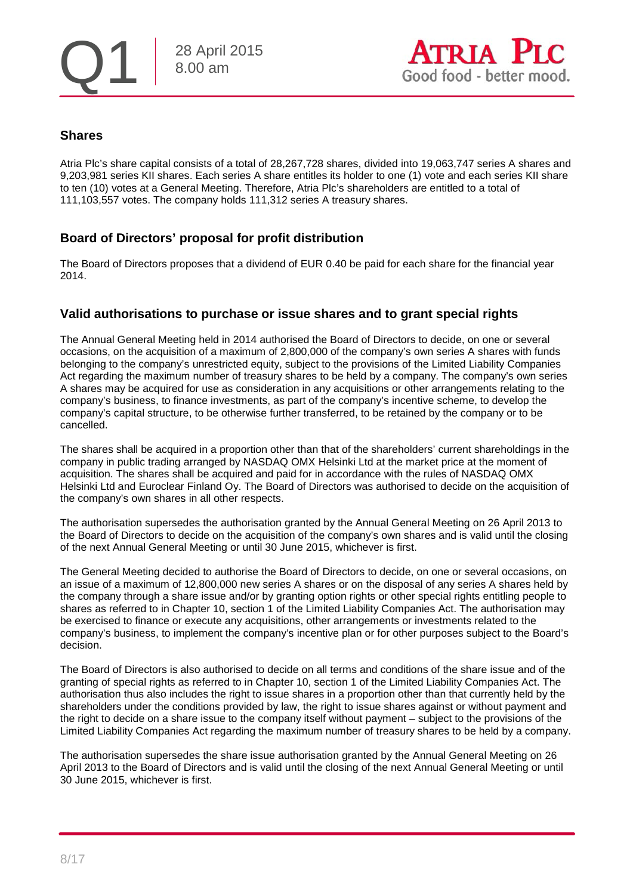## Shares

Atria Plc's share capital consists of a total of 28,267,728 shares, divided into 19,063,747 series A shares and 9,203,981 series KII shares. Each series A share entitles its holder to one (1) vote and each series KII share to ten (10) votes at a General Meeting. Therefore, Atria Plc's shareholders are entitled to a total of 111,103,557 votes. The company holds 111,312 series A treasury shares.

## Board of Directors' proposal for profit distribution

The Board of Directors proposes that a dividend of EUR 0.40 be paid for each share for the financial year 2014.

## Valid authorisations to purchase or issue shares and to grant special rights

The Annual General Meeting held in 2014 authorised the Board of Directors to decide, on one or several occasions, on the acquisition of a maximum of 2,800,000 of the company's own series A shares with funds belonging to the company's unrestricted equity, subject to the provisions of the Limited Liability Companies Act regarding the maximum number of treasury shares to be held by a company. The company's own series A shares may be acquired for use as consideration in any acquisitions or other arrangements relating to the company's business, to finance investments, as part of the company's incentive scheme, to develop the company's capital structure, to be otherwise further transferred, to be retained by the company or to be cancelled.

The shares shall be acquired in a proportion other than that of the shareholders' current shareholdings in the company in public trading arranged by NASDAQ OMX Helsinki Ltd at the market price at the moment of acquisition. The shares shall be acquired and paid for in accordance with the rules of NASDAQ OMX Helsinki Ltd and Euroclear Finland Oy. The Board of Directors was authorised to decide on the acquisition of the company's own shares in all other respects.

The authorisation supersedes the authorisation granted by the Annual General Meeting on 26 April 2013 to the Board of Directors to decide on the acquisition of the company's own shares and is valid until the closing of the next Annual General Meeting or until 30 June 2015, whichever is first.

The General Meeting decided to authorise the Board of Directors to decide, on one or several occasions, on an issue of a maximum of 12,800,000 new series A shares or on the disposal of any series A shares held by the company through a share issue and/or by granting option rights or other special rights entitling people to shares as referred to in Chapter 10, section 1 of the Limited Liability Companies Act. The authorisation may be exercised to finance or execute any acquisitions, other arrangements or investments related to the company's business, to implement the company's incentive plan or for other purposes subject to the Board's decision.

The Board of Directors is also authorised to decide on all terms and conditions of the share issue and of the granting of special rights as referred to in Chapter 10, section 1 of the Limited Liability Companies Act. The authorisation thus also includes the right to issue shares in a proportion other than that currently held by the shareholders under the conditions provided by law, the right to issue shares against or without payment and the right to decide on a share issue to the company itself without payment – subject to the provisions of the Limited Liability Companies Act regarding the maximum number of treasury shares to be held by a company.

The authorisation supersedes the share issue authorisation granted by the Annual General Meeting on 26 April 2013 to the Board of Directors and is valid until the closing of the next Annual General Meeting or until 30 June 2015, whichever is first.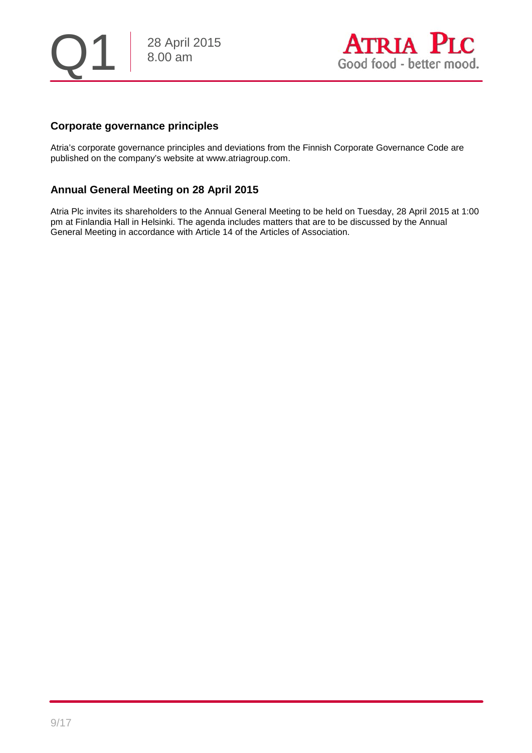## Corporate governance principles

Atria's corporate governance principles and deviations from the Finnish Corporate Governance Code are published on the company's website at www.atriagroup.com.

## Annual General Meeting on 28 April 2015

Atria Plc invites its shareholders to the Annual General Meeting to be held on Tuesday, 28 April 2015 at 1:00 pm at Finlandia Hall in Helsinki. The agenda includes matters that are to be discussed by the Annual General Meeting in accordance with Article 14 of the Articles of Association.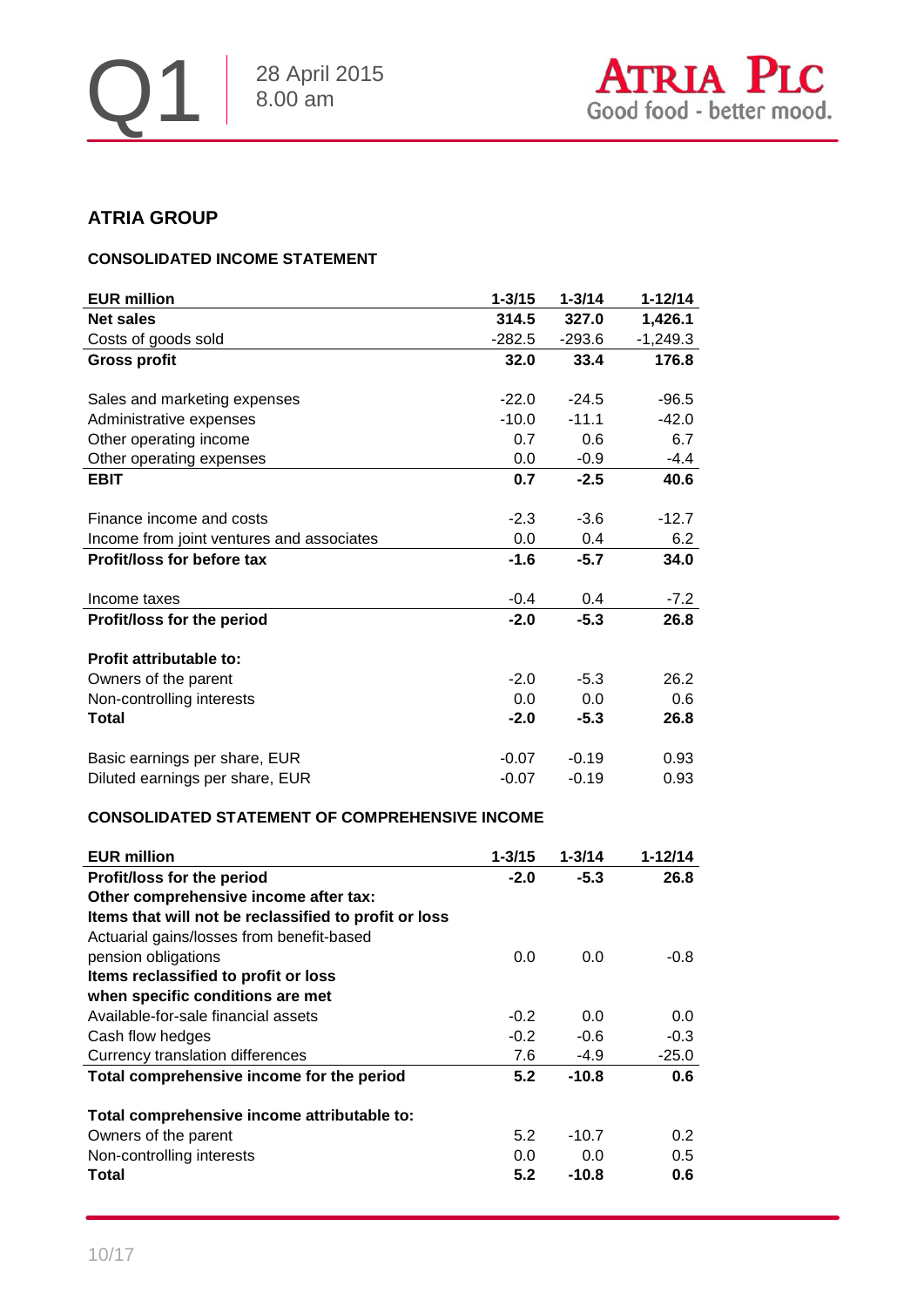## ATRIA GROUP

### CONSOLIDATED INCOME STATEMENT

| EUR million | 1-3/15 | 1-3/14 | 1-12/14 |
|---|---|---|---|
| **Net sales** | **314.5** | **327.0** | **1,426.1** |
| Costs of goods sold | -282.5 | -293.6 | -1,249.3 |
| **Gross profit** | **32.0** | **33.4** | **176.8** |
| | | | |
| Sales and marketing expenses | -22.0 | -24.5 | -96.5 |
| Administrative expenses | -10.0 | -11.1 | -42.0 |
| Other operating income | 0.7 | 0.6 | 6.7 |
| Other operating expenses | 0.0 | -0.9 | -4.4 |
| **EBIT** | **0.7** | **-2.5** | **40.6** |
| | | | |
| Finance income and costs | -2.3 | -3.6 | -12.7 |
| Income from joint ventures and associates | 0.0 | 0.4 | 6.2 |
| **Profit/loss for before tax** | **-1.6** | **-5.7** | **34.0** |
| | | | |
| Income taxes | -0.4 | 0.4 | -7.2 |
| **Profit/loss for the period** | **-2.0** | **-5.3** | **26.8** |
| | | | |
| **Profit attributable to:** | | | |
| Owners of the parent | -2.0 | -5.3 | 26.2 |
| Non-controlling interests | 0.0 | 0.0 | 0.6 |
| **Total** | **-2.0** | **-5.3** | **26.8** |
| | | | |
| Basic earnings per share, EUR | -0.07 | -0.19 | 0.93 |
| Diluted earnings per share, EUR | -0.07 | -0.19 | 0.93 |

### CONSOLIDATED STATEMENT OF COMPREHENSIVE INCOME

| EUR million | 1-3/15 | 1-3/14 | 1-12/14 |
|---|---|---|---|
| **Profit/loss for the period** | **-2.0** | **-5.3** | **26.8** |
| **Other comprehensive income after tax:** | | | |
| **Items that will not be reclassified to profit or loss** | | | |
| Actuarial gains/losses from benefit-based pension obligations | 0.0 | 0.0 | -0.8 |
| **Items reclassified to profit or loss when specific conditions are met** | | | |
| Available-for-sale financial assets | -0.2 | 0.0 | 0.0 |
| Cash flow hedges | -0.2 | -0.6 | -0.3 |
| Currency translation differences | 7.6 | -4.9 | -25.0 |
| **Total comprehensive income for the period** | **5.2** | **-10.8** | **0.6** |
| | | | |
| **Total comprehensive income attributable to:** | | | |
| Owners of the parent | 5.2 | -10.7 | 0.2 |
| Non-controlling interests | 0.0 | 0.0 | 0.5 |
| **Total** | **5.2** | **-10.8** | **0.6** |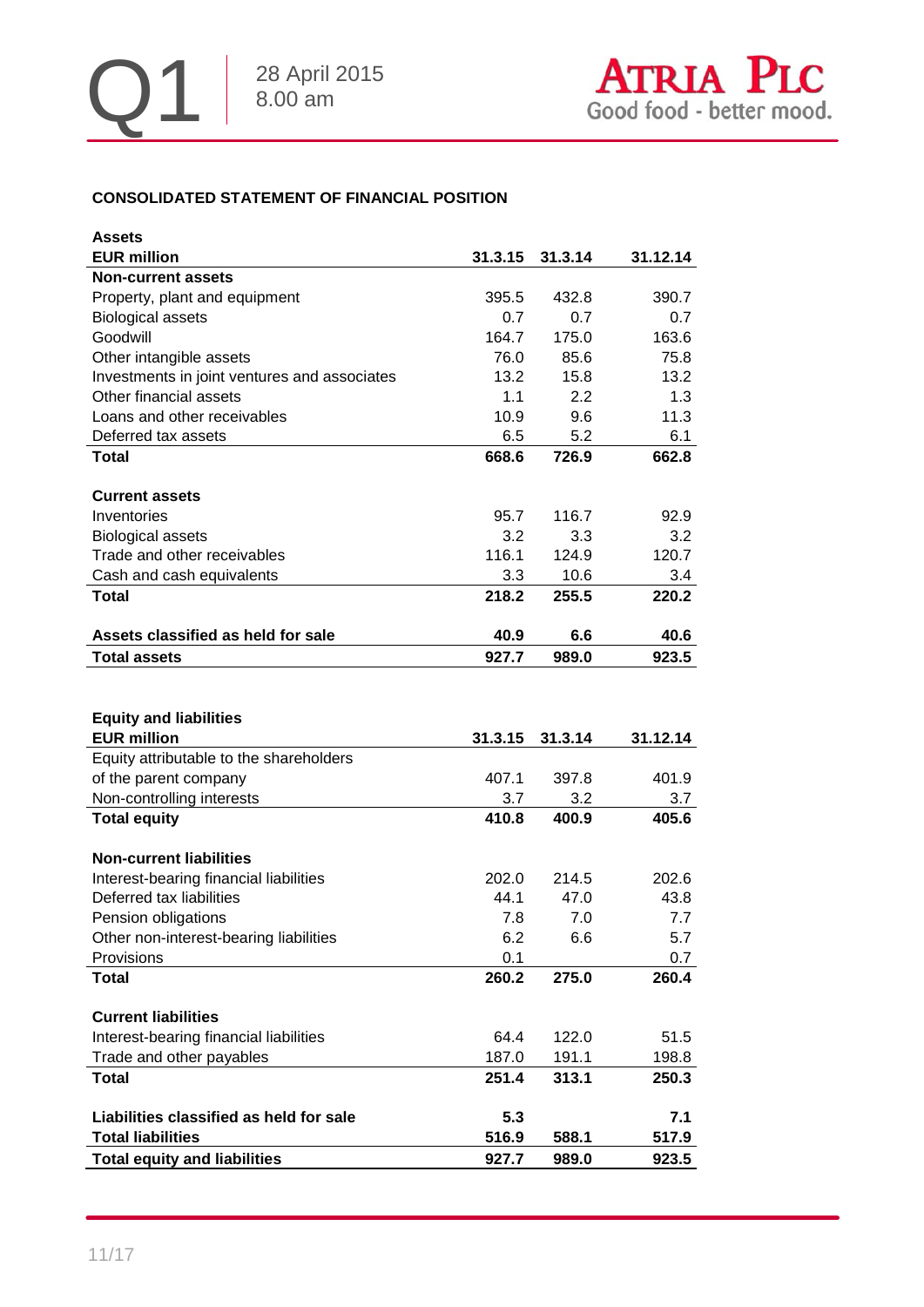## CONSOLIDATED STATEMENT OF FINANCIAL POSITION

| **Assets** | | | |
|---|---|---|---|
| **EUR million** | **31.3.15** | **31.3.14** | **31.12.14** |
| **Non-current assets** | | | |
| Property, plant and equipment | 395.5 | 432.8 | 390.7 |
| Biological assets | 0.7 | 0.7 | 0.7 |
| Goodwill | 164.7 | 175.0 | 163.6 |
| Other intangible assets | 76.0 | 85.6 | 75.8 |
| Investments in joint ventures and associates | 13.2 | 15.8 | 13.2 |
| Other financial assets | 1.1 | 2.2 | 1.3 |
| Loans and other receivables | 10.9 | 9.6 | 11.3 |
| Deferred tax assets | 6.5 | 5.2 | 6.1 |
| **Total** | **668.6** | **726.9** | **662.8** |
| | | | |
| **Current assets** | | | |
| Inventories | 95.7 | 116.7 | 92.9 |
| Biological assets | 3.2 | 3.3 | 3.2 |
| Trade and other receivables | 116.1 | 124.9 | 120.7 |
| Cash and cash equivalents | 3.3 | 10.6 | 3.4 |
| **Total** | **218.2** | **255.5** | **220.2** |
| | | | |
| **Assets classified as held for sale** | **40.9** | **6.6** | **40.6** |
| **Total assets** | **927.7** | **989.0** | **923.5** |

| **Equity and liabilities** | | | |
|---|---|---|---|
| **EUR million** | **31.3.15** | **31.3.14** | **31.12.14** |
| Equity attributable to the shareholders of the parent company | 407.1 | 397.8 | 401.9 |
| Non-controlling interests | 3.7 | 3.2 | 3.7 |
| **Total equity** | **410.8** | **400.9** | **405.6** |
| | | | |
| **Non-current liabilities** | | | |
| Interest-bearing financial liabilities | 202.0 | 214.5 | 202.6 |
| Deferred tax liabilities | 44.1 | 47.0 | 43.8 |
| Pension obligations | 7.8 | 7.0 | 7.7 |
| Other non-interest-bearing liabilities | 6.2 | 6.6 | 5.7 |
| Provisions | 0.1 | | 0.7 |
| **Total** | **260.2** | **275.0** | **260.4** |
| | | | |
| **Current liabilities** | | | |
| Interest-bearing financial liabilities | 64.4 | 122.0 | 51.5 |
| Trade and other payables | 187.0 | 191.1 | 198.8 |
| **Total** | **251.4** | **313.1** | **250.3** |
| | | | |
| **Liabilities classified as held for sale** | **5.3** | | **7.1** |
| **Total liabilities** | **516.9** | **588.1** | **517.9** |
| **Total equity and liabilities** | **927.7** | **989.0** | **923.5** |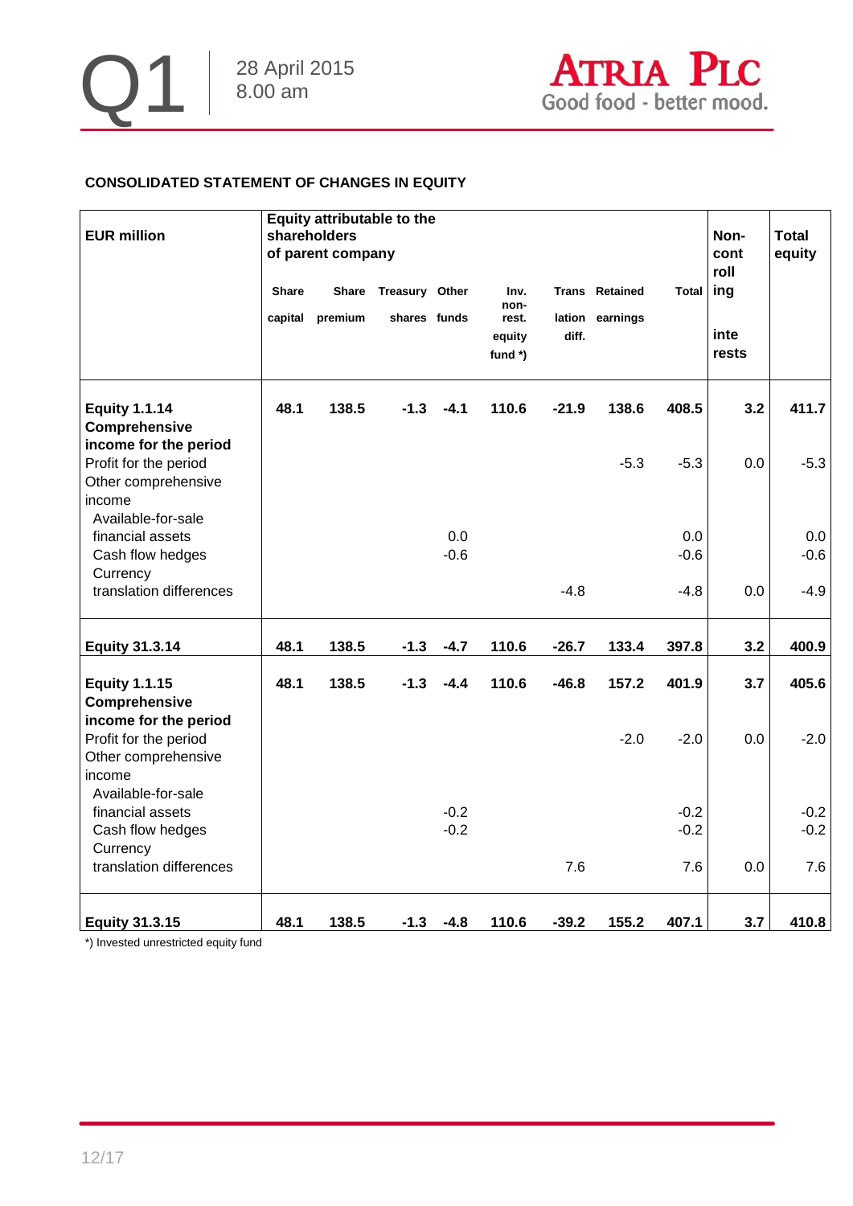## CONSOLIDATED STATEMENT OF CHANGES IN EQUITY

| EUR million | Equity attributable to the shareholders of parent company | | | | | | | | Non-controlling interests | Total equity |
|---|---|---|---|---|---|---|---|---|---|---|
| | Share capital | Share premium | Treasury shares | Other funds | Inv. non-rest. equity fund *) | Translation diff. | Retained earnings | Total | | |
| **Equity 1.1.14** | **48.1** | **138.5** | **-1.3** | **-4.1** | **110.6** | **-21.9** | **138.6** | **408.5** | **3.2** | **411.7** |
| **Comprehensive income for the period** | | | | | | | | | | |
| Profit for the period | | | | | | | -5.3 | -5.3 | 0.0 | -5.3 |
| Other comprehensive income | | | | | | | | | | |
| Available-for-sale financial assets | | | | 0.0 | | | | 0.0 | | 0.0 |
| Cash flow hedges | | | | -0.6 | | | | -0.6 | | -0.6 |
| Currency translation differences | | | | | | -4.8 | | -4.8 | 0.0 | -4.9 |
| **Equity 31.3.14** | **48.1** | **138.5** | **-1.3** | **-4.7** | **110.6** | **-26.7** | **133.4** | **397.8** | **3.2** | **400.9** |
| **Equity 1.1.15** | **48.1** | **138.5** | **-1.3** | **-4.4** | **110.6** | **-46.8** | **157.2** | **401.9** | **3.7** | **405.6** |
| **Comprehensive income for the period** | | | | | | | | | | |
| Profit for the period | | | | | | | -2.0 | -2.0 | 0.0 | -2.0 |
| Other comprehensive income | | | | | | | | | | |
| Available-for-sale financial assets | | | | -0.2 | | | | -0.2 | | -0.2 |
| Cash flow hedges | | | | -0.2 | | | | -0.2 | | -0.2 |
| Currency translation differences | | | | | | 7.6 | | 7.6 | 0.0 | 7.6 |
| **Equity 31.3.15** | **48.1** | **138.5** | **-1.3** | **-4.8** | **110.6** | **-39.2** | **155.2** | **407.1** | **3.7** | **410.8** |

*) Invested unrestricted equity fund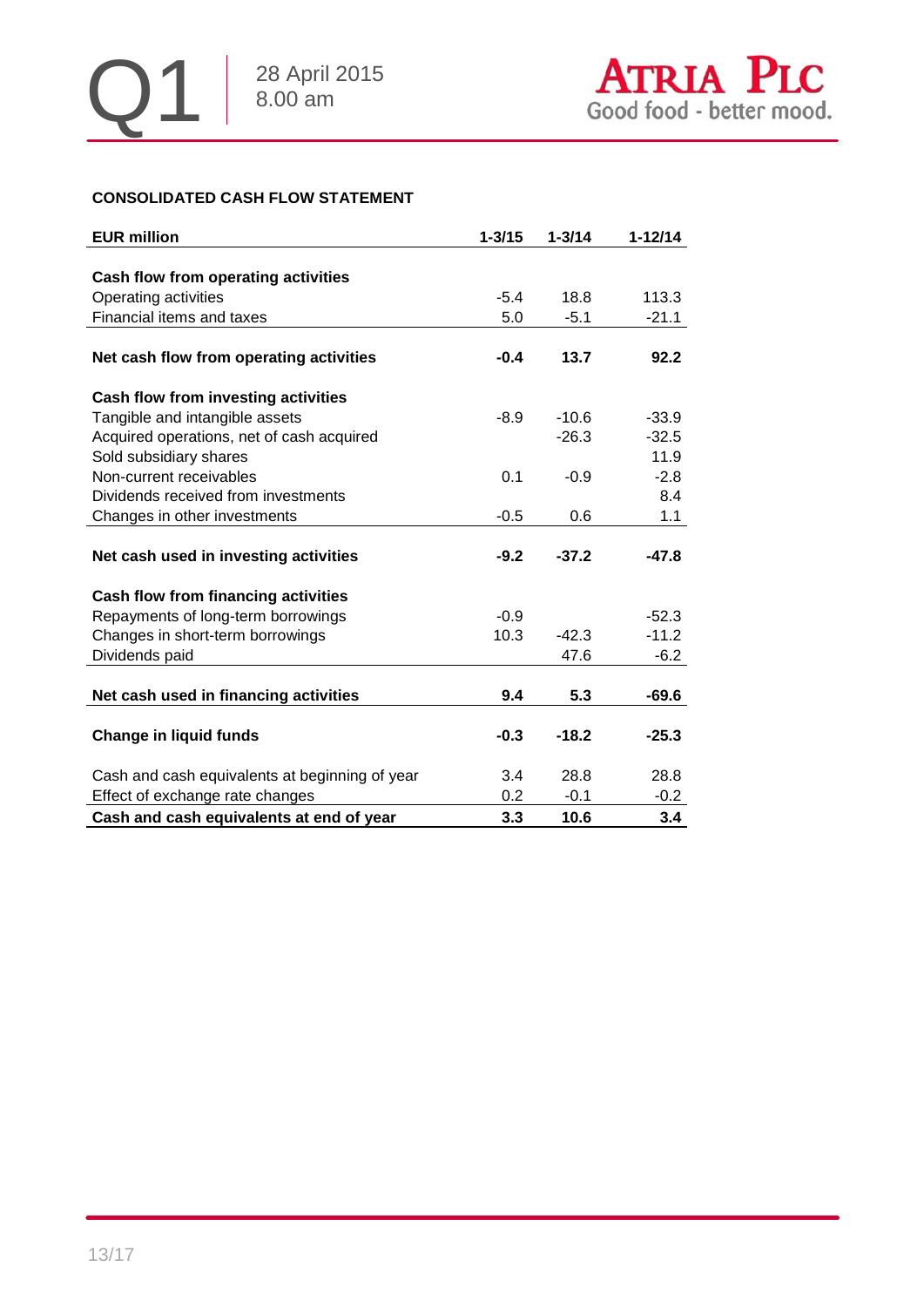**CONSOLIDATED CASH FLOW STATEMENT**

| EUR million | 1-3/15 | 1-3/14 | 1-12/14 |
|---|---|---|---|
| **Cash flow from operating activities** | | | |
| Operating activities | -5.4 | 18.8 | 113.3 |
| Financial items and taxes | 5.0 | -5.1 | -21.1 |
| **Net cash flow from operating activities** | **-0.4** | **13.7** | **92.2** |
| **Cash flow from investing activities** | | | |
| Tangible and intangible assets | -8.9 | -10.6 | -33.9 |
| Acquired operations, net of cash acquired | | -26.3 | -32.5 |
| Sold subsidiary shares | | | 11.9 |
| Non-current receivables | 0.1 | -0.9 | -2.8 |
| Dividends received from investments | | | 8.4 |
| Changes in other investments | -0.5 | 0.6 | 1.1 |
| **Net cash used in investing activities** | **-9.2** | **-37.2** | **-47.8** |
| **Cash flow from financing activities** | | | |
| Repayments of long-term borrowings | -0.9 | | -52.3 |
| Changes in short-term borrowings | 10.3 | -42.3 | -11.2 |
| Dividends paid | | 47.6 | -6.2 |
| **Net cash used in financing activities** | **9.4** | **5.3** | **-69.6** |
| **Change in liquid funds** | **-0.3** | **-18.2** | **-25.3** |
| Cash and cash equivalents at beginning of year | 3.4 | 28.8 | 28.8 |
| Effect of exchange rate changes | 0.2 | -0.1 | -0.2 |
| **Cash and cash equivalents at end of year** | **3.3** | **10.6** | **3.4** |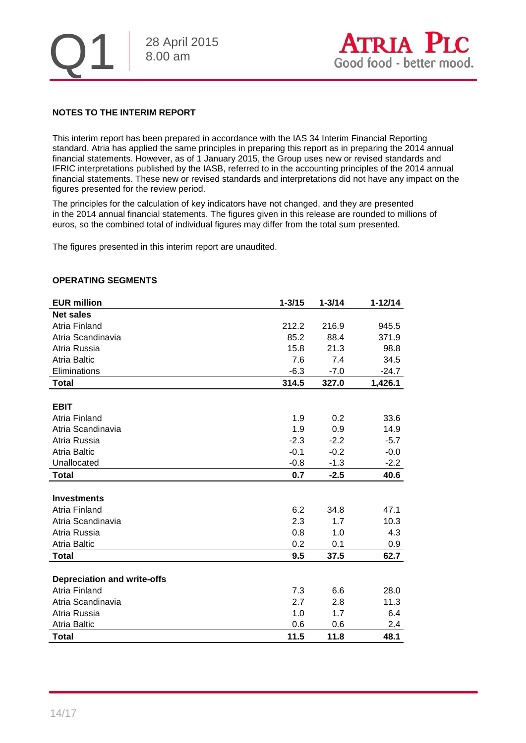## NOTES TO THE INTERIM REPORT

This interim report has been prepared in accordance with the IAS 34 Interim Financial Reporting standard. Atria has applied the same principles in preparing this report as in preparing the 2014 annual financial statements. However, as of 1 January 2015, the Group uses new or revised standards and IFRIC interpretations published by the IASB, referred to in the accounting principles of the 2014 annual financial statements. These new or revised standards and interpretations did not have any impact on the figures presented for the review period.

The principles for the calculation of key indicators have not changed, and they are presented in the 2014 annual financial statements. The figures given in this release are rounded to millions of euros, so the combined total of individual figures may differ from the total sum presented.

The figures presented in this interim report are unaudited.

## OPERATING SEGMENTS

| EUR million | 1-3/15 | 1-3/14 | 1-12/14 |
|---|---|---|---|
| **Net sales** | | | |
| Atria Finland | 212.2 | 216.9 | 945.5 |
| Atria Scandinavia | 85.2 | 88.4 | 371.9 |
| Atria Russia | 15.8 | 21.3 | 98.8 |
| Atria Baltic | 7.6 | 7.4 | 34.5 |
| Eliminations | -6.3 | -7.0 | -24.7 |
| **Total** | **314.5** | **327.0** | **1,426.1** |
| | | | |
| **EBIT** | | | |
| Atria Finland | 1.9 | 0.2 | 33.6 |
| Atria Scandinavia | 1.9 | 0.9 | 14.9 |
| Atria Russia | -2.3 | -2.2 | -5.7 |
| Atria Baltic | -0.1 | -0.2 | -0.0 |
| Unallocated | -0.8 | -1.3 | -2.2 |
| **Total** | **0.7** | **-2.5** | **40.6** |
| | | | |
| **Investments** | | | |
| Atria Finland | 6.2 | 34.8 | 47.1 |
| Atria Scandinavia | 2.3 | 1.7 | 10.3 |
| Atria Russia | 0.8 | 1.0 | 4.3 |
| Atria Baltic | 0.2 | 0.1 | 0.9 |
| **Total** | **9.5** | **37.5** | **62.7** |
| | | | |
| **Depreciation and write-offs** | | | |
| Atria Finland | 7.3 | 6.6 | 28.0 |
| Atria Scandinavia | 2.7 | 2.8 | 11.3 |
| Atria Russia | 1.0 | 1.7 | 6.4 |
| Atria Baltic | 0.6 | 0.6 | 2.4 |
| **Total** | **11.5** | **11.8** | **48.1** |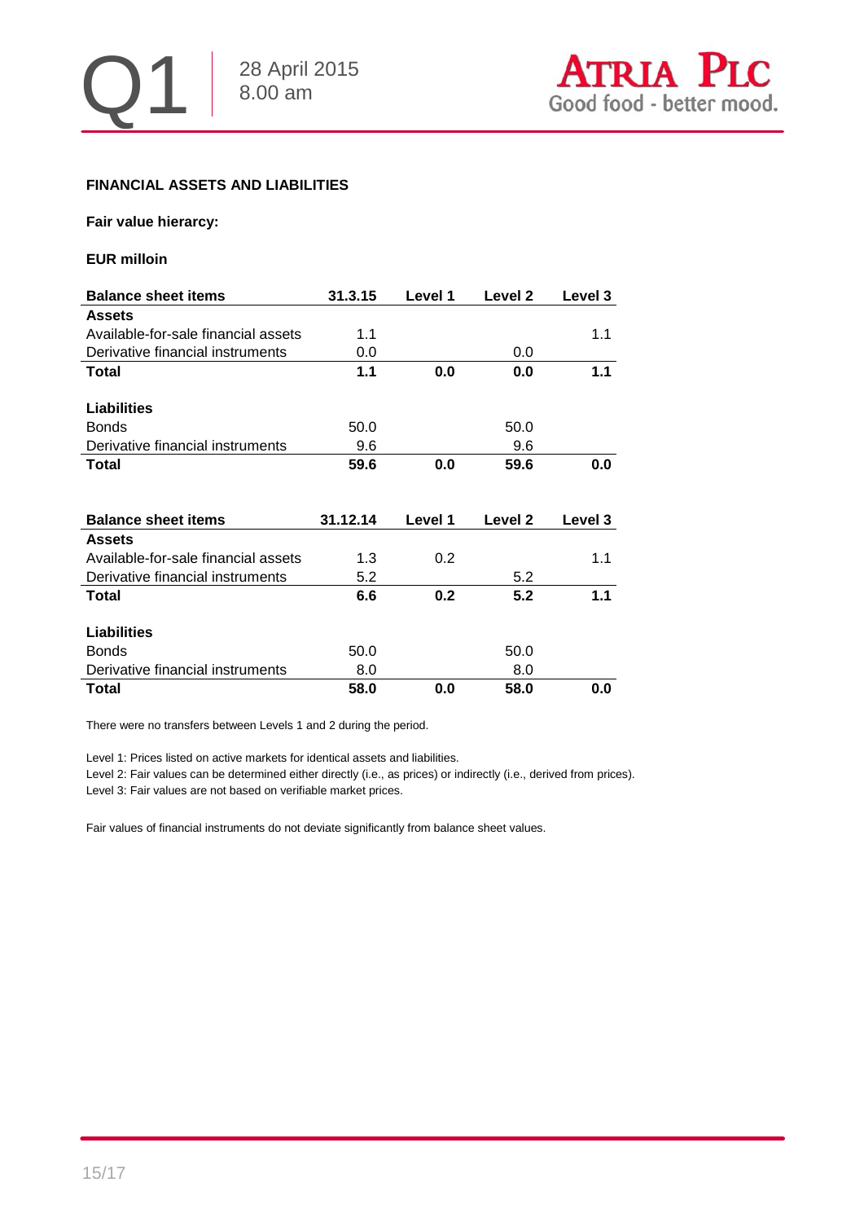**FINANCIAL ASSETS AND LIABILITIES**

**Fair value hierarcy:**

**EUR milloin**

| Balance sheet items | 31.3.15 | Level 1 | Level 2 | Level 3 |
|---|---|---|---|---|
| **Assets** | | | | |
| Available-for-sale financial assets | 1.1 | | | 1.1 |
| Derivative financial instruments | 0.0 | | 0.0 | |
| **Total** | **1.1** | **0.0** | **0.0** | **1.1** |
| | | | | |
| **Liabilities** | | | | |
| Bonds | 50.0 | | 50.0 | |
| Derivative financial instruments | 9.6 | | 9.6 | |
| **Total** | **59.6** | **0.0** | **59.6** | **0.0** |

| Balance sheet items | 31.12.14 | Level 1 | Level 2 | Level 3 |
|---|---|---|---|---|
| **Assets** | | | | |
| Available-for-sale financial assets | 1.3 | 0.2 | | 1.1 |
| Derivative financial instruments | 5.2 | | 5.2 | |
| **Total** | **6.6** | **0.2** | **5.2** | **1.1** |
| | | | | |
| **Liabilities** | | | | |
| Bonds | 50.0 | | 50.0 | |
| Derivative financial instruments | 8.0 | | 8.0 | |
| **Total** | **58.0** | **0.0** | **58.0** | **0.0** |

There were no transfers between Levels 1 and 2 during the period.

Level 1: Prices listed on active markets for identical assets and liabilities.
Level 2: Fair values can be determined either directly (i.e., as prices) or indirectly (i.e., derived from prices).
Level 3: Fair values are not based on verifiable market prices.

Fair values of financial instruments do not deviate significantly from balance sheet values.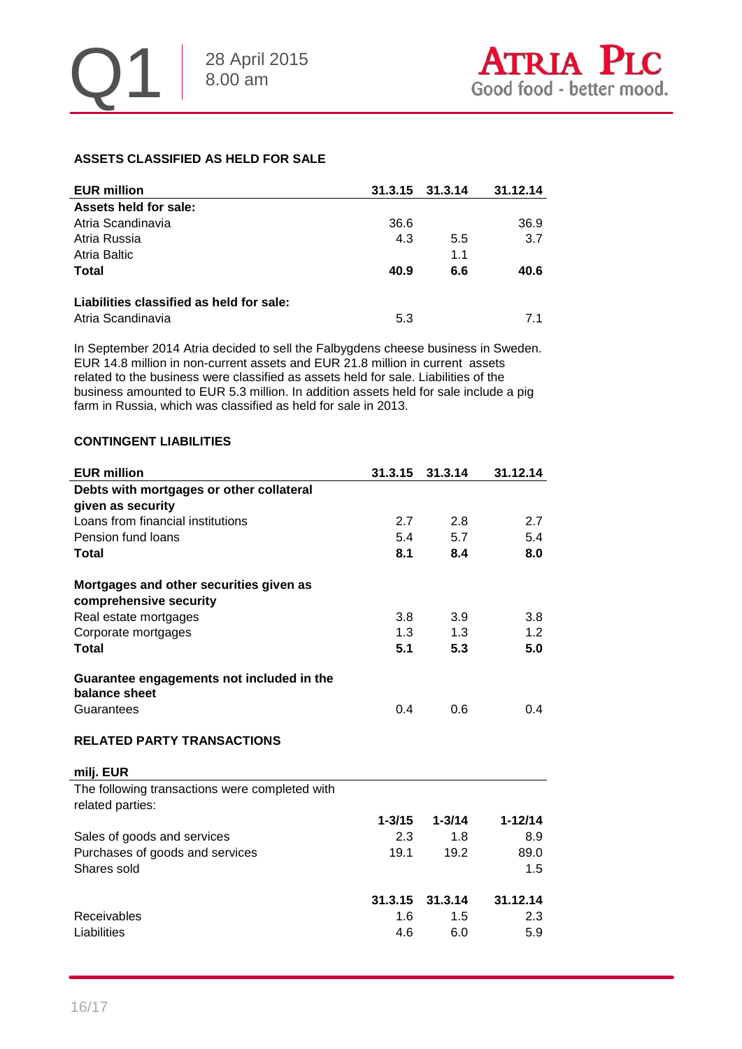### ASSETS CLASSIFIED AS HELD FOR SALE

| EUR million | 31.3.15 | 31.3.14 | 31.12.14 |
|---|---|---|---|
| **Assets held for sale:** | | | |
| Atria Scandinavia | 36.6 | | 36.9 |
| Atria Russia | 4.3 | 5.5 | 3.7 |
| Atria Baltic | | 1.1 | |
| **Total** | **40.9** | **6.6** | **40.6** |
| | | | |
| **Liabilities classified as held for sale:** | | | |
| Atria Scandinavia | 5.3 | | 7.1 |

In September 2014 Atria decided to sell the Falbygdens cheese business in Sweden. EUR 14.8 million in non-current assets and EUR 21.8 million in current assets related to the business were classified as assets held for sale. Liabilities of the business amounted to EUR 5.3 million. In addition assets held for sale include a pig farm in Russia, which was classified as held for sale in 2013.

### CONTINGENT LIABILITIES

| EUR million | 31.3.15 | 31.3.14 | 31.12.14 |
|---|---|---|---|
| **Debts with mortgages or other collateral given as security** | | | |
| Loans from financial institutions | 2.7 | 2.8 | 2.7 |
| Pension fund loans | 5.4 | 5.7 | 5.4 |
| **Total** | **8.1** | **8.4** | **8.0** |
| | | | |
| **Mortgages and other securities given as comprehensive security** | | | |
| Real estate mortgages | 3.8 | 3.9 | 3.8 |
| Corporate mortgages | 1.3 | 1.3 | 1.2 |
| **Total** | **5.1** | **5.3** | **5.0** |
| | | | |
| **Guarantee engagements not included in the balance sheet** | | | |
| Guarantees | 0.4 | 0.6 | 0.4 |

### RELATED PARTY TRANSACTIONS

| milj. EUR | | | |
|---|---|---|---|
| The following transactions were completed with related parties: | | | |
| | **1-3/15** | **1-3/14** | **1-12/14** |
| Sales of goods and services | 2.3 | 1.8 | 8.9 |
| Purchases of goods and services | 19.1 | 19.2 | 89.0 |
| Shares sold | | | 1.5 |
| | | | |
| | **31.3.15** | **31.3.14** | **31.12.14** |
| Receivables | 1.6 | 1.5 | 2.3 |
| Liabilities | 4.6 | 6.0 | 5.9 |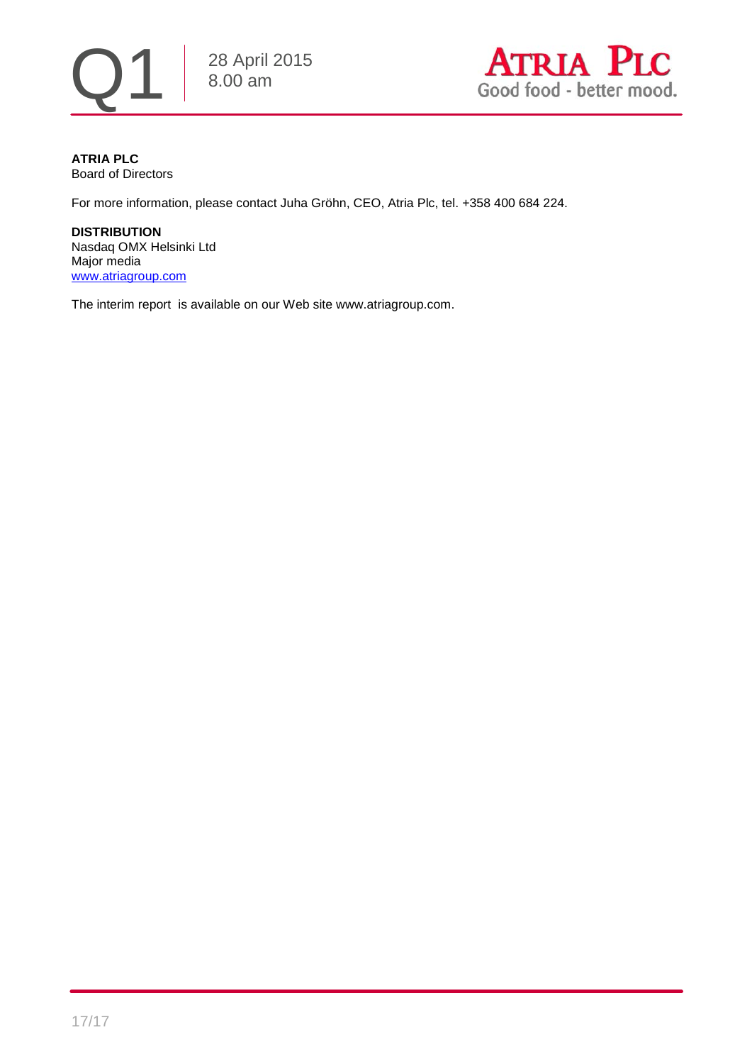**ATRIA PLC**
Board of Directors

For more information, please contact Juha Gröhn, CEO, Atria Plc, tel. +358 400 684 224.

**DISTRIBUTION**
Nasdaq OMX Helsinki Ltd
Major media
www.atriagroup.com

The interim report is available on our Web site www.atriagroup.com.